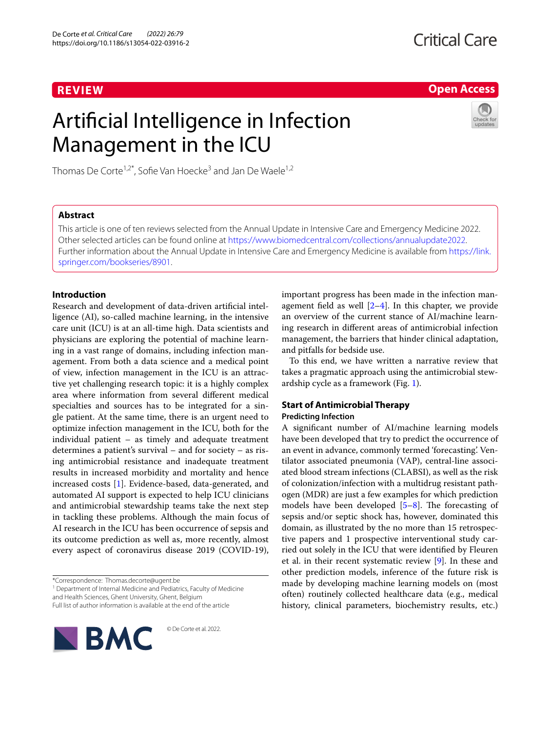REVIEW

Open Access

# Artificial Intelligence in Infection Management in the ICU

Thomas De Corte[1,2*], Sofie Van Hoecke[3] and Jan De Waele[1,2]

## Abstract

This article is one of ten reviews selected from the Annual Update in Intensive Care and Emergency Medicine 2022. Other selected articles can be found online at https://www.biomedcentral.com/collections/annualupdate2022. Further information about the Annual Update in Intensive Care and Emergency Medicine is available from https://link.springer.com/bookseries/8901.

## Introduction

Research and development of data-driven artificial intelligence (AI), so-called machine learning, in the intensive care unit (ICU) is at an all-time high. Data scientists and physicians are exploring the potential of machine learning in a vast range of domains, including infection management. From both a data science and a medical point of view, infection management in the ICU is an attractive yet challenging research topic: it is a highly complex area where information from several different medical specialties and sources has to be integrated for a single patient. At the same time, there is an urgent need to optimize infection management in the ICU, both for the individual patient – as timely and adequate treatment determines a patient's survival – and for society – as rising antimicrobial resistance and inadequate treatment results in increased morbidity and mortality and hence increased costs [1]. Evidence-based, data-generated, and automated AI support is expected to help ICU clinicians and antimicrobial stewardship teams take the next step in tackling these problems. Although the main focus of AI research in the ICU has been occurrence of sepsis and its outcome prediction as well as, more recently, almost every aspect of coronavirus disease 2019 (COVID-19), important progress has been made in the infection management field as well [2–4]. In this chapter, we provide an overview of the current stance of AI/machine learning research in different areas of antimicrobial infection management, the barriers that hinder clinical adaptation, and pitfalls for bedside use.

To this end, we have written a narrative review that takes a pragmatic approach using the antimicrobial stewardship cycle as a framework (Fig. 1).

## Start of Antimicrobial Therapy

### Predicting Infection

A significant number of AI/machine learning models have been developed that try to predict the occurrence of an event in advance, commonly termed 'forecasting'. Ventilator associated pneumonia (VAP), central-line associated blood stream infections (CLABSI), as well as the risk of colonization/infection with a multidrug resistant pathogen (MDR) are just a few examples for which prediction models have been developed [5–8]. The forecasting of sepsis and/or septic shock has, however, dominated this domain, as illustrated by the no more than 15 retrospective papers and 1 prospective interventional study carried out solely in the ICU that were identified by Fleuren et al. in their recent systematic review [9]. In these and other prediction models, inference of the future risk is made by developing machine learning models on (most often) routinely collected healthcare data (e.g., medical history, clinical parameters, biochemistry results, etc.)

*Correspondence: Thomas.decorte@ugent.be

[1] Department of Internal Medicine and Pediatrics, Faculty of Medicine and Health Sciences, Ghent University, Ghent, Belgium

Full list of author information is available at the end of the article

© De Corte et al. 2022.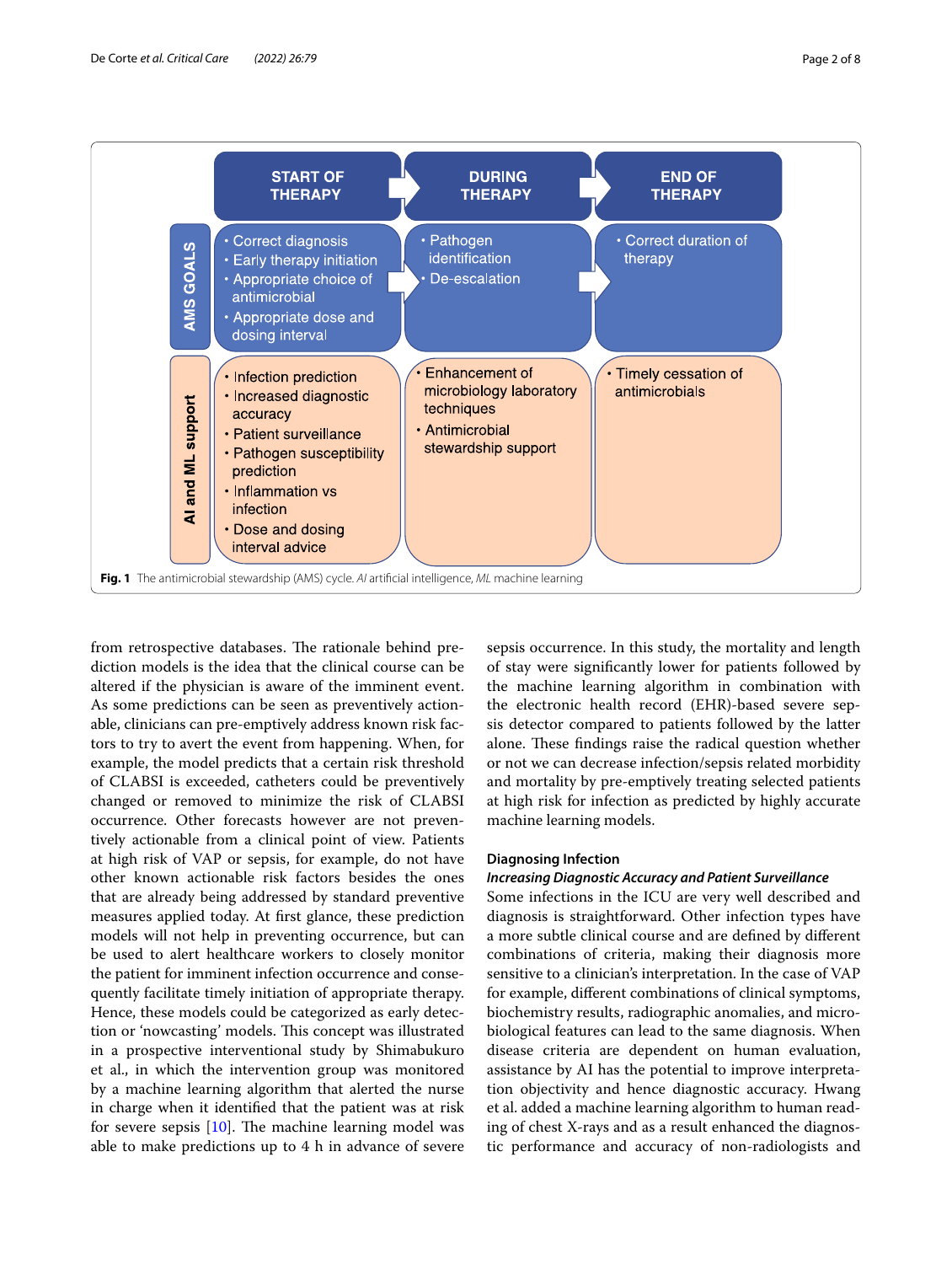| | START OF THERAPY | DURING THERAPY | END OF THERAPY |
|---|---|---|---|
| AMS GOALS | • Correct diagnosis<br>• Early therapy initiation<br>• Appropriate choice of antimicrobial<br>• Appropriate dose and dosing interval | • Pathogen identification<br>• De-escalation | • Correct duration of therapy |
| AI and ML support | • Infection prediction<br>• Increased diagnostic accuracy<br>• Patient surveillance<br>• Pathogen susceptibility prediction<br>• Inflammation vs infection<br>• Dose and dosing interval advice | • Enhancement of microbiology laboratory techniques<br>• Antimicrobial stewardship support | • Timely cessation of antimicrobials |

**Fig. 1** The antimicrobial stewardship (AMS) cycle. *AI* artificial intelligence, *ML* machine learning

from retrospective databases. The rationale behind prediction models is the idea that the clinical course can be altered if the physician is aware of the imminent event. As some predictions can be seen as preventively actionable, clinicians can pre-emptively address known risk factors to try to avert the event from happening. When, for example, the model predicts that a certain risk threshold of CLABSI is exceeded, catheters could be preventively changed or removed to minimize the risk of CLABSI occurrence. Other forecasts however are not preventively actionable from a clinical point of view. Patients at high risk of VAP or sepsis, for example, do not have other known actionable risk factors besides the ones that are already being addressed by standard preventive measures applied today. At first glance, these prediction models will not help in preventing occurrence, but can be used to alert healthcare workers to closely monitor the patient for imminent infection occurrence and consequently facilitate timely initiation of appropriate therapy. Hence, these models could be categorized as early detection or 'nowcasting' models. This concept was illustrated in a prospective interventional study by Shimabukuro et al., in which the intervention group was monitored by a machine learning algorithm that alerted the nurse in charge when it identified that the patient was at risk for severe sepsis [10]. The machine learning model was able to make predictions up to 4 h in advance of severe sepsis occurrence. In this study, the mortality and length of stay were significantly lower for patients followed by the machine learning algorithm in combination with the electronic health record (EHR)-based severe sepsis detector compared to patients followed by the latter alone. These findings raise the radical question whether or not we can decrease infection/sepsis related morbidity and mortality by pre-emptively treating selected patients at high risk for infection as predicted by highly accurate machine learning models.

### Diagnosing Infection

#### *Increasing Diagnostic Accuracy and Patient Surveillance*

Some infections in the ICU are very well described and diagnosis is straightforward. Other infection types have a more subtle clinical course and are defined by different combinations of criteria, making their diagnosis more sensitive to a clinician's interpretation. In the case of VAP for example, different combinations of clinical symptoms, biochemistry results, radiographic anomalies, and microbiological features can lead to the same diagnosis. When disease criteria are dependent on human evaluation, assistance by AI has the potential to improve interpretation objectivity and hence diagnostic accuracy. Hwang et al. added a machine learning algorithm to human reading of chest X-rays and as a result enhanced the diagnostic performance and accuracy of non-radiologists and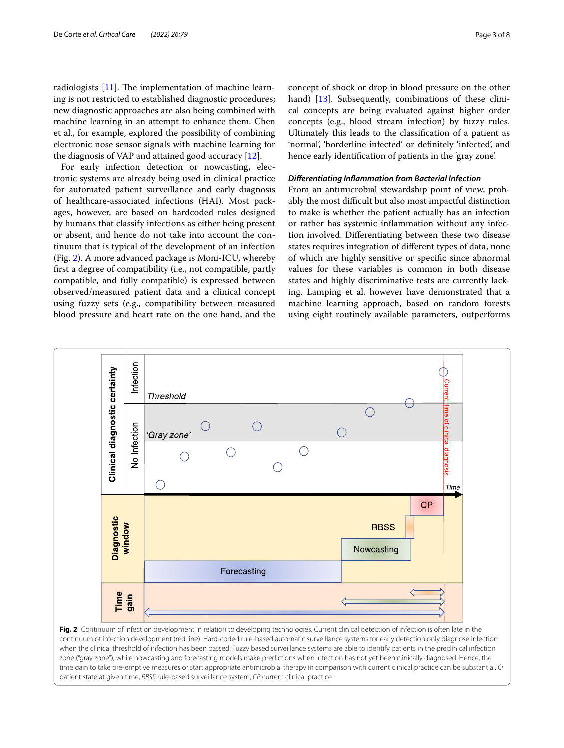radiologists [11]. The implementation of machine learning is not restricted to established diagnostic procedures; new diagnostic approaches are also being combined with machine learning in an attempt to enhance them. Chen et al., for example, explored the possibility of combining electronic nose sensor signals with machine learning for the diagnosis of VAP and attained good accuracy [12].

For early infection detection or nowcasting, electronic systems are already being used in clinical practice for automated patient surveillance and early diagnosis of healthcare-associated infections (HAI). Most packages, however, are based on hardcoded rules designed by humans that classify infections as either being present or absent, and hence do not take into account the continuum that is typical of the development of an infection (Fig. 2). A more advanced package is Moni-ICU, whereby first a degree of compatibility (i.e., not compatible, partly compatible, and fully compatible) is expressed between observed/measured patient data and a clinical concept using fuzzy sets (e.g., compatibility between measured blood pressure and heart rate on the one hand, and the concept of shock or drop in blood pressure on the other hand) [13]. Subsequently, combinations of these clinical concepts are being evaluated against higher order concepts (e.g., blood stream infection) by fuzzy rules. Ultimately this leads to the classification of a patient as 'normal', 'borderline infected' or definitely 'infected', and hence early identification of patients in the 'gray zone'.

### *Differentiating Inflammation from Bacterial Infection*

From an antimicrobial stewardship point of view, probably the most difficult but also most impactful distinction to make is whether the patient actually has an infection or rather has systemic inflammation without any infection involved. Differentiating between these two disease states requires integration of different types of data, none of which are highly sensitive or specific since abnormal values for these variables is common in both disease states and highly discriminative tests are currently lacking. Lamping et al. however have demonstrated that a machine learning approach, based on random forests using eight routinely available parameters, outperforms

**Fig. 2** Continuum of infection development in relation to developing technologies. Current clinical detection of infection is often late in the continuum of infection development (red line). Hard-coded rule-based automatic surveillance systems for early detection only diagnose infection when the clinical threshold of infection has been passed. Fuzzy based surveillance systems are able to identify patients in the preclinical infection zone ("gray zone"), while nowcasting and forecasting models make predictions when infection has not yet been clinically diagnosed. Hence, the time gain to take pre-emptive measures or start appropriate antimicrobial therapy in comparison with current clinical practice can be substantial. *O* patient state at given time, *RBSS* rule-based surveillance system, *CP* current clinical practice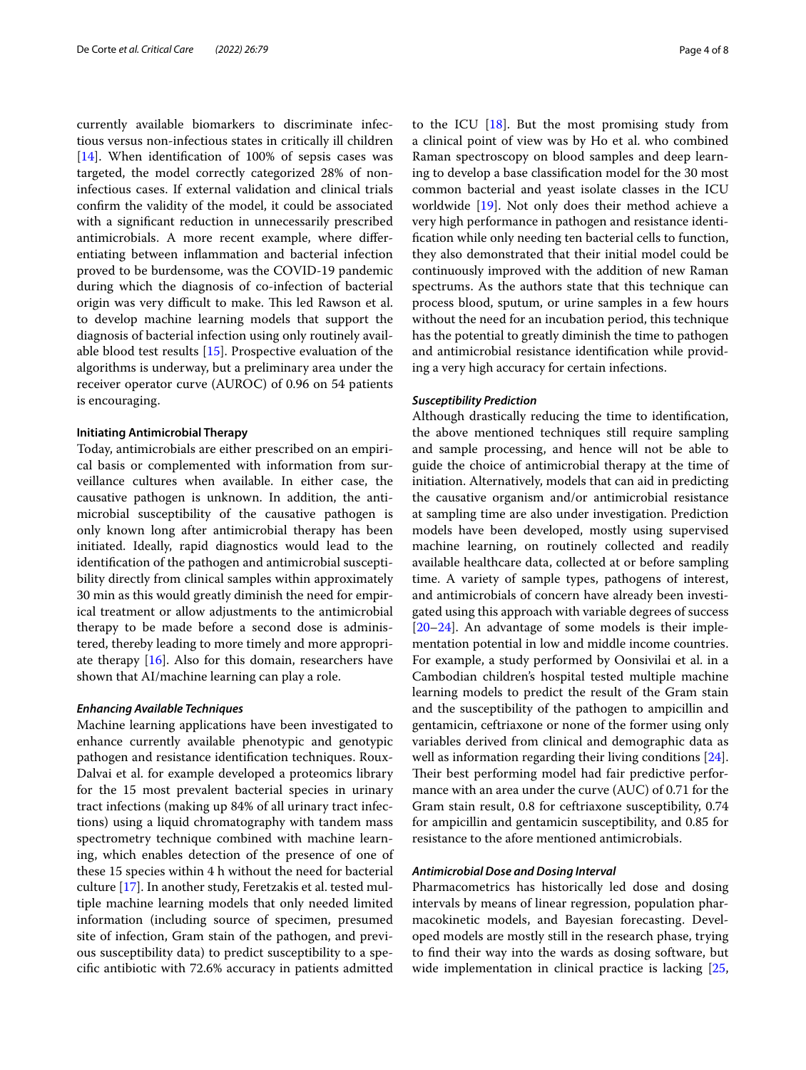currently available biomarkers to discriminate infectious versus non-infectious states in critically ill children [14]. When identification of 100% of sepsis cases was targeted, the model correctly categorized 28% of non-infectious cases. If external validation and clinical trials confirm the validity of the model, it could be associated with a significant reduction in unnecessarily prescribed antimicrobials. A more recent example, where differentiating between inflammation and bacterial infection proved to be burdensome, was the COVID-19 pandemic during which the diagnosis of co-infection of bacterial origin was very difficult to make. This led Rawson et al. to develop machine learning models that support the diagnosis of bacterial infection using only routinely available blood test results [15]. Prospective evaluation of the algorithms is underway, but a preliminary area under the receiver operator curve (AUROC) of 0.96 on 54 patients is encouraging.

#### Initiating Antimicrobial Therapy

Today, antimicrobials are either prescribed on an empirical basis or complemented with information from surveillance cultures when available. In either case, the causative pathogen is unknown. In addition, the antimicrobial susceptibility of the causative pathogen is only known long after antimicrobial therapy has been initiated. Ideally, rapid diagnostics would lead to the identification of the pathogen and antimicrobial susceptibility directly from clinical samples within approximately 30 min as this would greatly diminish the need for empirical treatment or allow adjustments to the antimicrobial therapy to be made before a second dose is administered, thereby leading to more timely and more appropriate therapy [16]. Also for this domain, researchers have shown that AI/machine learning can play a role.

##### *Enhancing Available Techniques*

Machine learning applications have been investigated to enhance currently available phenotypic and genotypic pathogen and resistance identification techniques. Roux-Dalvai et al. for example developed a proteomics library for the 15 most prevalent bacterial species in urinary tract infections (making up 84% of all urinary tract infections) using a liquid chromatography with tandem mass spectrometry technique combined with machine learning, which enables detection of the presence of one of these 15 species within 4 h without the need for bacterial culture [17]. In another study, Feretzakis et al. tested multiple machine learning models that only needed limited information (including source of specimen, presumed site of infection, Gram stain of the pathogen, and previous susceptibility data) to predict susceptibility to a specific antibiotic with 72.6% accuracy in patients admitted to the ICU [18]. But the most promising study from a clinical point of view was by Ho et al. who combined Raman spectroscopy on blood samples and deep learning to develop a base classification model for the 30 most common bacterial and yeast isolate classes in the ICU worldwide [19]. Not only does their method achieve a very high performance in pathogen and resistance identification while only needing ten bacterial cells to function, they also demonstrated that their initial model could be continuously improved with the addition of new Raman spectrums. As the authors state that this technique can process blood, sputum, or urine samples in a few hours without the need for an incubation period, this technique has the potential to greatly diminish the time to pathogen and antimicrobial resistance identification while providing a very high accuracy for certain infections.

##### *Susceptibility Prediction*

Although drastically reducing the time to identification, the above mentioned techniques still require sampling and sample processing, and hence will not be able to guide the choice of antimicrobial therapy at the time of initiation. Alternatively, models that can aid in predicting the causative organism and/or antimicrobial resistance at sampling time are also under investigation. Prediction models have been developed, mostly using supervised machine learning, on routinely collected and readily available healthcare data, collected at or before sampling time. A variety of sample types, pathogens of interest, and antimicrobials of concern have already been investigated using this approach with variable degrees of success [20–24]. An advantage of some models is their implementation potential in low and middle income countries. For example, a study performed by Oonsivilai et al. in a Cambodian children's hospital tested multiple machine learning models to predict the result of the Gram stain and the susceptibility of the pathogen to ampicillin and gentamicin, ceftriaxone or none of the former using only variables derived from clinical and demographic data as well as information regarding their living conditions [24]. Their best performing model had fair predictive performance with an area under the curve (AUC) of 0.71 for the Gram stain result, 0.8 for ceftriaxone susceptibility, 0.74 for ampicillin and gentamicin susceptibility, and 0.85 for resistance to the afore mentioned antimicrobials.

##### *Antimicrobial Dose and Dosing Interval*

Pharmacometrics has historically led dose and dosing intervals by means of linear regression, population pharmacokinetic models, and Bayesian forecasting. Developed models are mostly still in the research phase, trying to find their way into the wards as dosing software, but wide implementation in clinical practice is lacking [25,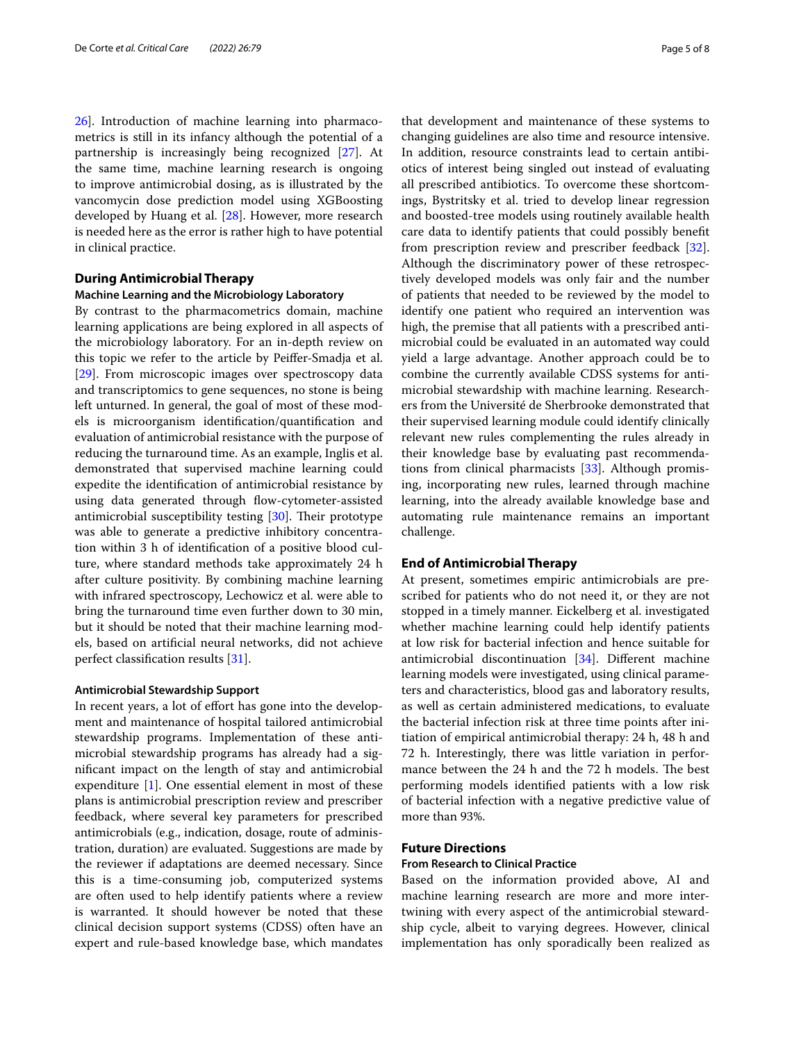26]. Introduction of machine learning into pharmacometrics is still in its infancy although the potential of a partnership is increasingly being recognized [27]. At the same time, machine learning research is ongoing to improve antimicrobial dosing, as is illustrated by the vancomycin dose prediction model using XGBoosting developed by Huang et al. [28]. However, more research is needed here as the error is rather high to have potential in clinical practice.

## During Antimicrobial Therapy

### Machine Learning and the Microbiology Laboratory

By contrast to the pharmacometrics domain, machine learning applications are being explored in all aspects of the microbiology laboratory. For an in-depth review on this topic we refer to the article by Peiffer-Smadja et al. [29]. From microscopic images over spectroscopy data and transcriptomics to gene sequences, no stone is being left unturned. In general, the goal of most of these models is microorganism identification/quantification and evaluation of antimicrobial resistance with the purpose of reducing the turnaround time. As an example, Inglis et al. demonstrated that supervised machine learning could expedite the identification of antimicrobial resistance by using data generated through flow-cytometer-assisted antimicrobial susceptibility testing [30]. Their prototype was able to generate a predictive inhibitory concentration within 3 h of identification of a positive blood culture, where standard methods take approximately 24 h after culture positivity. By combining machine learning with infrared spectroscopy, Lechowicz et al. were able to bring the turnaround time even further down to 30 min, but it should be noted that their machine learning models, based on artificial neural networks, did not achieve perfect classification results [31].

### Antimicrobial Stewardship Support

In recent years, a lot of effort has gone into the development and maintenance of hospital tailored antimicrobial stewardship programs. Implementation of these antimicrobial stewardship programs has already had a significant impact on the length of stay and antimicrobial expenditure [1]. One essential element in most of these plans is antimicrobial prescription review and prescriber feedback, where several key parameters for prescribed antimicrobials (e.g., indication, dosage, route of administration, duration) are evaluated. Suggestions are made by the reviewer if adaptations are deemed necessary. Since this is a time-consuming job, computerized systems are often used to help identify patients where a review is warranted. It should however be noted that these clinical decision support systems (CDSS) often have an expert and rule-based knowledge base, which mandates that development and maintenance of these systems to changing guidelines are also time and resource intensive. In addition, resource constraints lead to certain antibiotics of interest being singled out instead of evaluating all prescribed antibiotics. To overcome these shortcomings, Bystritsky et al. tried to develop linear regression and boosted-tree models using routinely available health care data to identify patients that could possibly benefit from prescription review and prescriber feedback [32]. Although the discriminatory power of these retrospectively developed models was only fair and the number of patients that needed to be reviewed by the model to identify one patient who required an intervention was high, the premise that all patients with a prescribed antimicrobial could be evaluated in an automated way could yield a large advantage. Another approach could be to combine the currently available CDSS systems for antimicrobial stewardship with machine learning. Researchers from the Université de Sherbrooke demonstrated that their supervised learning module could identify clinically relevant new rules complementing the rules already in their knowledge base by evaluating past recommendations from clinical pharmacists [33]. Although promising, incorporating new rules, learned through machine learning, into the already available knowledge base and automating rule maintenance remains an important challenge.

## End of Antimicrobial Therapy

At present, sometimes empiric antimicrobials are prescribed for patients who do not need it, or they are not stopped in a timely manner. Eickelberg et al. investigated whether machine learning could help identify patients at low risk for bacterial infection and hence suitable for antimicrobial discontinuation [34]. Different machine learning models were investigated, using clinical parameters and characteristics, blood gas and laboratory results, as well as certain administered medications, to evaluate the bacterial infection risk at three time points after initiation of empirical antimicrobial therapy: 24 h, 48 h and 72 h. Interestingly, there was little variation in performance between the 24 h and the 72 h models. The best performing models identified patients with a low risk of bacterial infection with a negative predictive value of more than 93%.

## Future Directions

### From Research to Clinical Practice

Based on the information provided above, AI and machine learning research are more and more intertwining with every aspect of the antimicrobial stewardship cycle, albeit to varying degrees. However, clinical implementation has only sporadically been realized as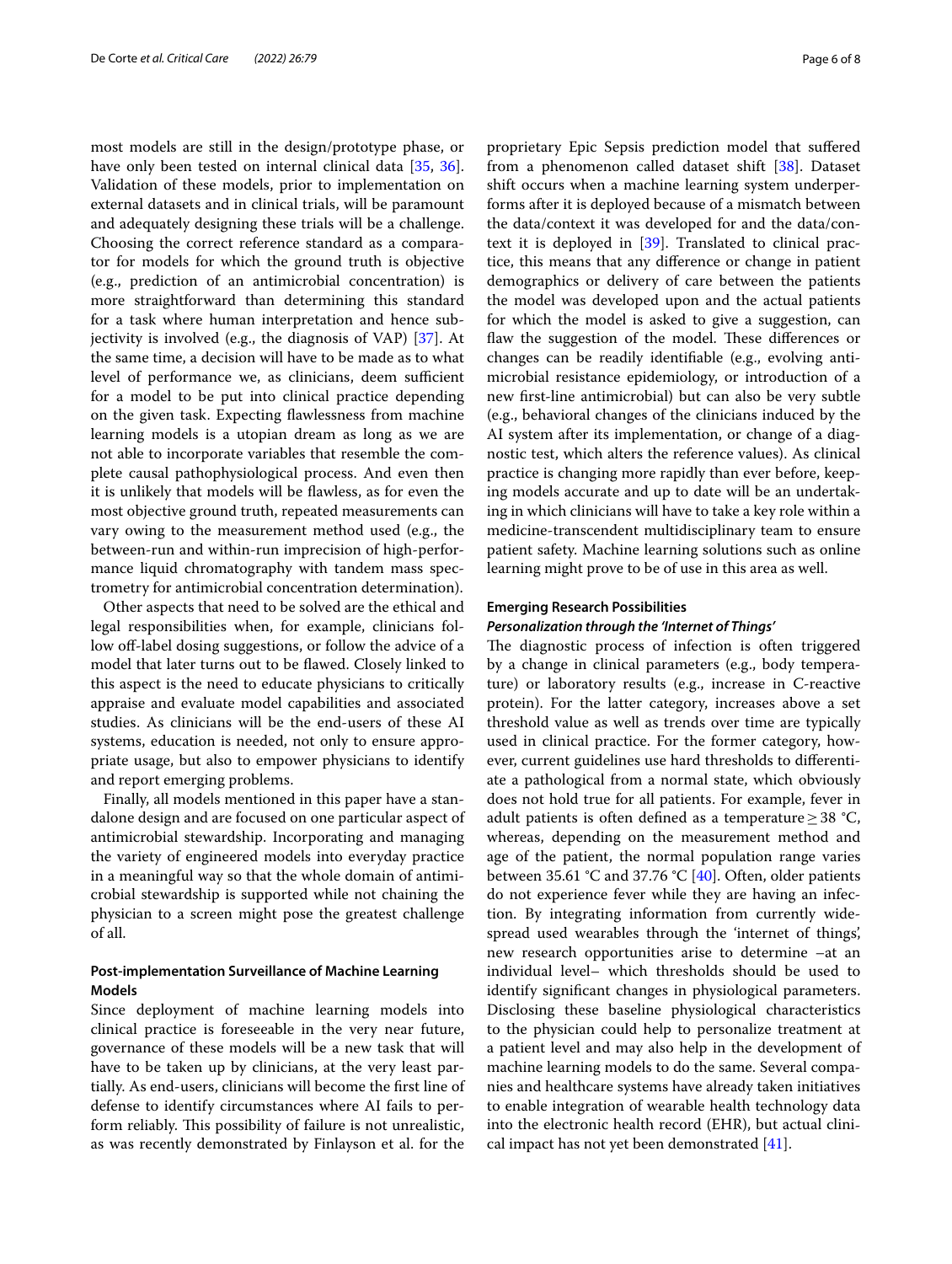most models are still in the design/prototype phase, or have only been tested on internal clinical data [35, 36]. Validation of these models, prior to implementation on external datasets and in clinical trials, will be paramount and adequately designing these trials will be a challenge. Choosing the correct reference standard as a comparator for models for which the ground truth is objective (e.g., prediction of an antimicrobial concentration) is more straightforward than determining this standard for a task where human interpretation and hence subjectivity is involved (e.g., the diagnosis of VAP) [37]. At the same time, a decision will have to be made as to what level of performance we, as clinicians, deem sufficient for a model to be put into clinical practice depending on the given task. Expecting flawlessness from machine learning models is a utopian dream as long as we are not able to incorporate variables that resemble the complete causal pathophysiological process. And even then it is unlikely that models will be flawless, as for even the most objective ground truth, repeated measurements can vary owing to the measurement method used (e.g., the between-run and within-run imprecision of high-performance liquid chromatography with tandem mass spectrometry for antimicrobial concentration determination).

Other aspects that need to be solved are the ethical and legal responsibilities when, for example, clinicians follow off-label dosing suggestions, or follow the advice of a model that later turns out to be flawed. Closely linked to this aspect is the need to educate physicians to critically appraise and evaluate model capabilities and associated studies. As clinicians will be the end-users of these AI systems, education is needed, not only to ensure appropriate usage, but also to empower physicians to identify and report emerging problems.

Finally, all models mentioned in this paper have a standalone design and are focused on one particular aspect of antimicrobial stewardship. Incorporating and managing the variety of engineered models into everyday practice in a meaningful way so that the whole domain of antimicrobial stewardship is supported while not chaining the physician to a screen might pose the greatest challenge of all.

## Post-implementation Surveillance of Machine Learning Models

Since deployment of machine learning models into clinical practice is foreseeable in the very near future, governance of these models will be a new task that will have to be taken up by clinicians, at the very least partially. As end-users, clinicians will become the first line of defense to identify circumstances where AI fails to perform reliably. This possibility of failure is not unrealistic, as was recently demonstrated by Finlayson et al. for the proprietary Epic Sepsis prediction model that suffered from a phenomenon called dataset shift [38]. Dataset shift occurs when a machine learning system underperforms after it is deployed because of a mismatch between the data/context it was developed for and the data/context it is deployed in [39]. Translated to clinical practice, this means that any difference or change in patient demographics or delivery of care between the patients the model was developed upon and the actual patients for which the model is asked to give a suggestion, can flaw the suggestion of the model. These differences or changes can be readily identifiable (e.g., evolving antimicrobial resistance epidemiology, or introduction of a new first-line antimicrobial) but can also be very subtle (e.g., behavioral changes of the clinicians induced by the AI system after its implementation, or change of a diagnostic test, which alters the reference values). As clinical practice is changing more rapidly than ever before, keeping models accurate and up to date will be an undertaking in which clinicians will have to take a key role within a medicine-transcendent multidisciplinary team to ensure patient safety. Machine learning solutions such as online learning might prove to be of use in this area as well.

## Emerging Research Possibilities

### *Personalization through the 'Internet of Things'*

The diagnostic process of infection is often triggered by a change in clinical parameters (e.g., body temperature) or laboratory results (e.g., increase in C-reactive protein). For the latter category, increases above a set threshold value as well as trends over time are typically used in clinical practice. For the former category, however, current guidelines use hard thresholds to differentiate a pathological from a normal state, which obviously does not hold true for all patients. For example, fever in adult patients is often defined as a temperature ≥ 38 °C, whereas, depending on the measurement method and age of the patient, the normal population range varies between 35.61 °C and 37.76 °C [40]. Often, older patients do not experience fever while they are having an infection. By integrating information from currently widespread used wearables through the 'internet of things', new research opportunities arise to determine –at an individual level– which thresholds should be used to identify significant changes in physiological parameters. Disclosing these baseline physiological characteristics to the physician could help to personalize treatment at a patient level and may also help in the development of machine learning models to do the same. Several companies and healthcare systems have already taken initiatives to enable integration of wearable health technology data into the electronic health record (EHR), but actual clinical impact has not yet been demonstrated [41].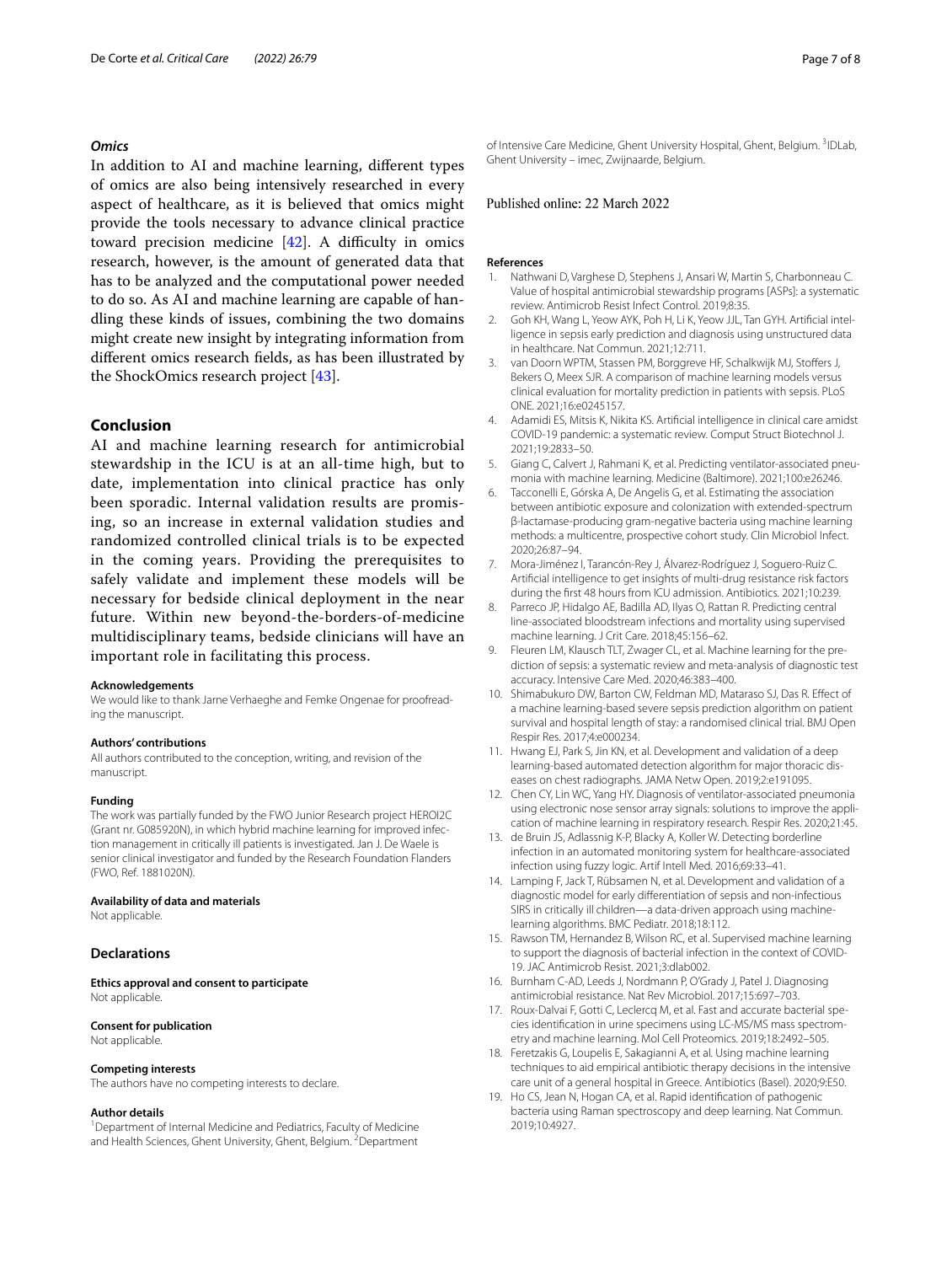### Omics

In addition to AI and machine learning, different types of omics are also being intensively researched in every aspect of healthcare, as it is believed that omics might provide the tools necessary to advance clinical practice toward precision medicine [42]. A difficulty in omics research, however, is the amount of generated data that has to be analyzed and the computational power needed to do so. As AI and machine learning are capable of handling these kinds of issues, combining the two domains might create new insight by integrating information from different omics research fields, as has been illustrated by the ShockOmics research project [43].

## Conclusion

AI and machine learning research for antimicrobial stewardship in the ICU is at an all-time high, but to date, implementation into clinical practice has only been sporadic. Internal validation results are promising, so an increase in external validation studies and randomized controlled clinical trials is to be expected in the coming years. Providing the prerequisites to safely validate and implement these models will be necessary for bedside clinical deployment in the near future. Within new beyond-the-borders-of-medicine multidisciplinary teams, bedside clinicians will have an important role in facilitating this process.

#### Acknowledgements
We would like to thank Jarne Verhaeghe and Femke Ongenae for proofreading the manuscript.

#### Authors' contributions
All authors contributed to the conception, writing, and revision of the manuscript.

#### Funding
The work was partially funded by the FWO Junior Research project HEROI2C (Grant nr. G085920N), in which hybrid machine learning for improved infection management in critically ill patients is investigated. Jan J. De Waele is senior clinical investigator and funded by the Research Foundation Flanders (FWO, Ref. 1881020N).

#### Availability of data and materials
Not applicable.

### Declarations

#### Ethics approval and consent to participate
Not applicable.

#### Consent for publication
Not applicable.

#### Competing interests
The authors have no competing interests to declare.

#### Author details
[1]Department of Internal Medicine and Pediatrics, Faculty of Medicine and Health Sciences, Ghent University, Ghent, Belgium. [2]Department of Intensive Care Medicine, Ghent University Hospital, Ghent, Belgium. [3]IDLab, Ghent University – imec, Zwijnaarde, Belgium.

Published online: 22 March 2022

#### References

1. Nathwani D, Varghese D, Stephens J, Ansari W, Martin S, Charbonneau C. Value of hospital antimicrobial stewardship programs [ASPs]: a systematic review. Antimicrob Resist Infect Control. 2019;8:35.
2. Goh KH, Wang L, Yeow AYK, Poh H, Li K, Yeow JJL, Tan GYH. Artificial intelligence in sepsis early prediction and diagnosis using unstructured data in healthcare. Nat Commun. 2021;12:711.
3. van Doorn WPTM, Stassen PM, Borggreve HF, Schalkwijk MJ, Stoffers J, Bekers O, Meex SJR. A comparison of machine learning models versus clinical evaluation for mortality prediction in patients with sepsis. PLoS ONE. 2021;16:e0245157.
4. Adamidi ES, Mitsis K, Nikita KS. Artificial intelligence in clinical care amidst COVID-19 pandemic: a systematic review. Comput Struct Biotechnol J. 2021;19:2833–50.
5. Giang C, Calvert J, Rahmani K, et al. Predicting ventilator-associated pneumonia with machine learning. Medicine (Baltimore). 2021;100:e26246.
6. Tacconelli E, Górska A, De Angelis G, et al. Estimating the association between antibiotic exposure and colonization with extended-spectrum β-lactamase-producing gram-negative bacteria using machine learning methods: a multicentre, prospective cohort study. Clin Microbiol Infect. 2020;26:87–94.
7. Mora-Jiménez I, Tarancón-Rey J, Álvarez-Rodríguez J, Soguero-Ruiz C. Artificial intelligence to get insights of multi-drug resistance risk factors during the first 48 hours from ICU admission. Antibiotics. 2021;10:239.
8. Parreco JP, Hidalgo AE, Badilla AD, Ilyas O, Rattan R. Predicting central line-associated bloodstream infections and mortality using supervised machine learning. J Crit Care. 2018;45:156–62.
9. Fleuren LM, Klausch TLT, Zwager CL, et al. Machine learning for the prediction of sepsis: a systematic review and meta-analysis of diagnostic test accuracy. Intensive Care Med. 2020;46:383–400.
10. Shimabukuro DW, Barton CW, Feldman MD, Mataraso SJ, Das R. Effect of a machine learning-based severe sepsis prediction algorithm on patient survival and hospital length of stay: a randomised clinical trial. BMJ Open Respir Res. 2017;4:e000234.
11. Hwang EJ, Park S, Jin KN, et al. Development and validation of a deep learning-based automated detection algorithm for major thoracic diseases on chest radiographs. JAMA Netw Open. 2019;2:e191095.
12. Chen CY, Lin WC, Yang HY. Diagnosis of ventilator-associated pneumonia using electronic nose sensor array signals: solutions to improve the application of machine learning in respiratory research. Respir Res. 2020;21:45.
13. de Bruin JS, Adlassnig K-P, Blacky A, Koller W. Detecting borderline infection in an automated monitoring system for healthcare-associated infection using fuzzy logic. Artif Intell Med. 2016;69:33–41.
14. Lamping F, Jack T, Rübsamen N, et al. Development and validation of a diagnostic model for early differentiation of sepsis and non-infectious SIRS in critically ill children—a data-driven approach using machine-learning algorithms. BMC Pediatr. 2018;18:112.
15. Rawson TM, Hernandez B, Wilson RC, et al. Supervised machine learning to support the diagnosis of bacterial infection in the context of COVID-19. JAC Antimicrob Resist. 2021;3:dlab002.
16. Burnham C-AD, Leeds J, Nordmann P, O'Grady J, Patel J. Diagnosing antimicrobial resistance. Nat Rev Microbiol. 2017;15:697–703.
17. Roux-Dalvai F, Gotti C, Leclercq M, et al. Fast and accurate bacterial species identification in urine specimens using LC-MS/MS mass spectrometry and machine learning. Mol Cell Proteomics. 2019;18:2492–505.
18. Feretzakis G, Loupelis E, Sakagianni A, et al. Using machine learning techniques to aid empirical antibiotic therapy decisions in the intensive care unit of a general hospital in Greece. Antibiotics (Basel). 2020;9:E50.
19. Ho CS, Jean N, Hogan CA, et al. Rapid identification of pathogenic bacteria using Raman spectroscopy and deep learning. Nat Commun. 2019;10:4927.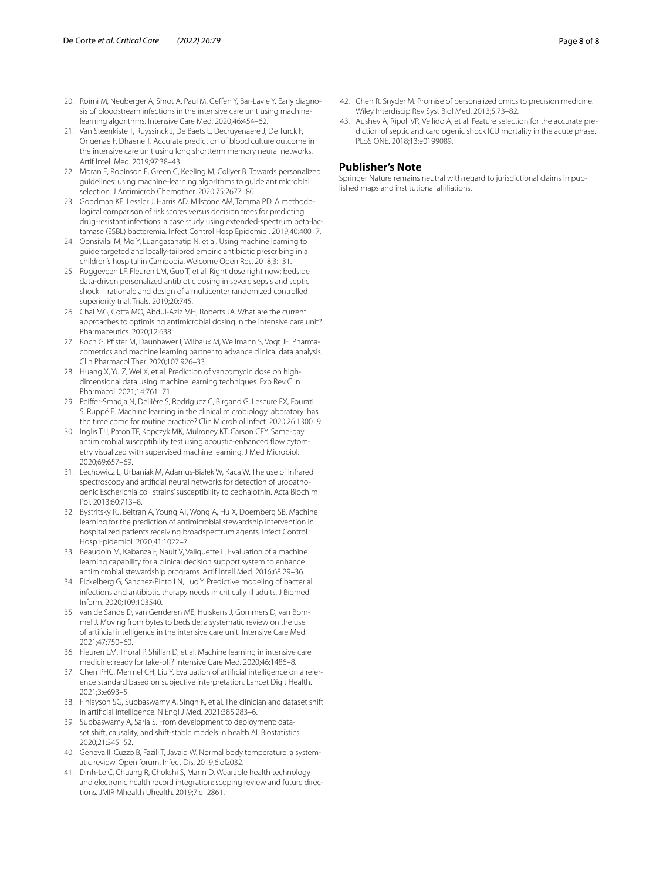20. Roimi M, Neuberger A, Shrot A, Paul M, Geffen Y, Bar-Lavie Y. Early diagnosis of bloodstream infections in the intensive care unit using machine-learning algorithms. Intensive Care Med. 2020;46:454–62.
21. Van Steenkiste T, Ruyssinck J, De Baets L, Decruyenaere J, De Turck F, Ongenae F, Dhaene T. Accurate prediction of blood culture outcome in the intensive care unit using long shortterm memory neural networks. Artif Intell Med. 2019;97:38–43.
22. Moran E, Robinson E, Green C, Keeling M, Collyer B. Towards personalized guidelines: using machine-learning algorithms to guide antimicrobial selection. J Antimicrob Chemother. 2020;75:2677–80.
23. Goodman KE, Lessler J, Harris AD, Milstone AM, Tamma PD. A methodological comparison of risk scores versus decision trees for predicting drug-resistant infections: a case study using extended-spectrum beta-lactamase (ESBL) bacteremia. Infect Control Hosp Epidemiol. 2019;40:400–7.
24. Oonsivilai M, Mo Y, Luangasanatip N, et al. Using machine learning to guide targeted and locally-tailored empiric antibiotic prescribing in a children's hospital in Cambodia. Welcome Open Res. 2018;3:131.
25. Roggeveen LF, Fleuren LM, Guo T, et al. Right dose right now: bedside data-driven personalized antibiotic dosing in severe sepsis and septic shock—rationale and design of a multicenter randomized controlled superiority trial. Trials. 2019;20:745.
26. Chai MG, Cotta MO, Abdul-Aziz MH, Roberts JA. What are the current approaches to optimising antimicrobial dosing in the intensive care unit? Pharmaceutics. 2020;12:638.
27. Koch G, Pfister M, Daunhawer I, Wilbaux M, Wellmann S, Vogt JE. Pharmacometrics and machine learning partner to advance clinical data analysis. Clin Pharmacol Ther. 2020;107:926–33.
28. Huang X, Yu Z, Wei X, et al. Prediction of vancomycin dose on high-dimensional data using machine learning techniques. Exp Rev Clin Pharmacol. 2021;14:761–71.
29. Peiffer-Smadja N, Dellière S, Rodriguez C, Birgand G, Lescure FX, Fourati S, Ruppé E. Machine learning in the clinical microbiology laboratory: has the time come for routine practice? Clin Microbiol Infect. 2020;26:1300–9.
30. Inglis TJJ, Paton TF, Kopczyk MK, Mulroney KT, Carson CFY. Same-day antimicrobial susceptibility test using acoustic-enhanced flow cytometry visualized with supervised machine learning. J Med Microbiol. 2020;69:657–69.
31. Lechowicz L, Urbaniak M, Adamus-Białek W, Kaca W. The use of infrared spectroscopy and artificial neural networks for detection of uropathogenic Escherichia coli strains' susceptibility to cephalothin. Acta Biochim Pol. 2013;60:713–8.
32. Bystritsky RJ, Beltran A, Young AT, Wong A, Hu X, Doernberg SB. Machine learning for the prediction of antimicrobial stewardship intervention in hospitalized patients receiving broadspectrum agents. Infect Control Hosp Epidemiol. 2020;41:1022–7.
33. Beaudoin M, Kabanza F, Nault V, Valiquette L. Evaluation of a machine learning capability for a clinical decision support system to enhance antimicrobial stewardship programs. Artif Intell Med. 2016;68:29–36.
34. Eickelberg G, Sanchez-Pinto LN, Luo Y. Predictive modeling of bacterial infections and antibiotic therapy needs in critically ill adults. J Biomed Inform. 2020;109:103540.
35. van de Sande D, van Genderen ME, Huiskens J, Gommers D, van Bommel J. Moving from bytes to bedside: a systematic review on the use of artificial intelligence in the intensive care unit. Intensive Care Med. 2021;47:750–60.
36. Fleuren LM, Thoral P, Shillan D, et al. Machine learning in intensive care medicine: ready for take-off? Intensive Care Med. 2020;46:1486–8.
37. Chen PHC, Mermel CH, Liu Y. Evaluation of artificial intelligence on a reference standard based on subjective interpretation. Lancet Digit Health. 2021;3:e693–5.
38. Finlayson SG, Subbaswamy A, Singh K, et al. The clinician and dataset shift in artificial intelligence. N Engl J Med. 2021;385:283–6.
39. Subbaswamy A, Saria S. From development to deployment: dataset shift, causality, and shift-stable models in health AI. Biostatistics. 2020;21:345–52.
40. Geneva II, Cuzzo B, Fazili T, Javaid W. Normal body temperature: a systematic review. Open forum. Infect Dis. 2019;6:ofz032.
41. Dinh-Le C, Chuang R, Chokshi S, Mann D. Wearable health technology and electronic health record integration: scoping review and future directions. JMIR Mhealth Uhealth. 2019;7:e12861.
42. Chen R, Snyder M. Promise of personalized omics to precision medicine. Wiley Interdiscip Rev Syst Biol Med. 2013;5:73–82.
43. Aushev A, Ripoll VR, Vellido A, et al. Feature selection for the accurate prediction of septic and cardiogenic shock ICU mortality in the acute phase. PLoS ONE. 2018;13:e0199089.

## Publisher's Note

Springer Nature remains neutral with regard to jurisdictional claims in published maps and institutional affiliations.